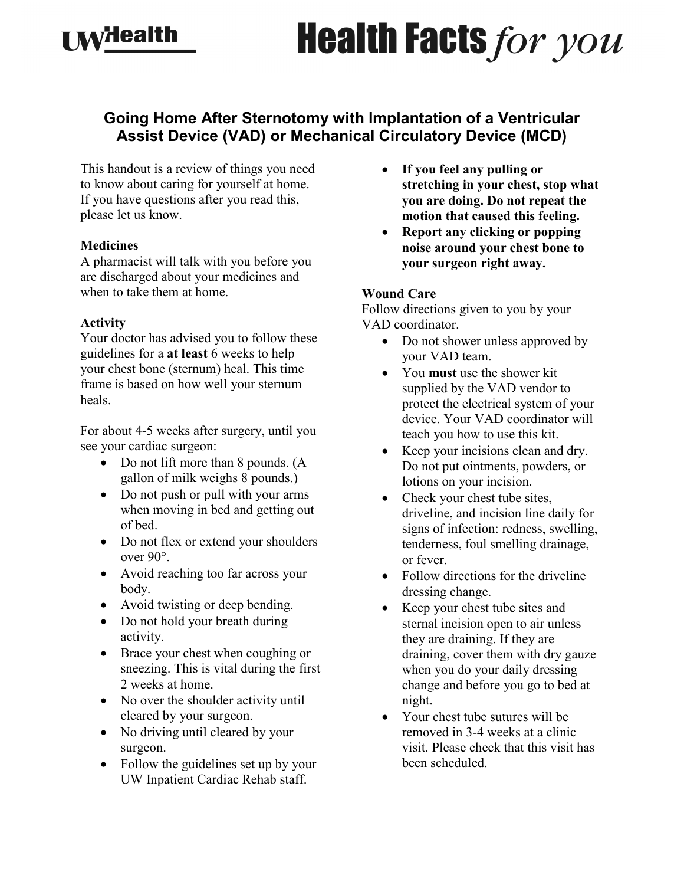# Going Home After Sternotomy with Implantation of a Ventricular Assist Device (VAD) or Mechanical Circulatory Device (MCD)

This handout is a review of things you need to know about caring for yourself at home. If you have questions after you read this, please let us know.

**Medicines**
A pharmacist will talk with you before you are discharged about your medicines and when to take them at home.

**Activity**
Your doctor has advised you to follow these guidelines for a **at least** 6 weeks to help your chest bone (sternum) heal. This time frame is based on how well your sternum heals.

For about 4-5 weeks after surgery, until you see your cardiac surgeon:

- Do not lift more than 8 pounds. (A gallon of milk weighs 8 pounds.)
- Do not push or pull with your arms when moving in bed and getting out of bed.
- Do not flex or extend your shoulders over 90°.
- Avoid reaching too far across your body.
- Avoid twisting or deep bending.
- Do not hold your breath during activity.
- Brace your chest when coughing or sneezing. This is vital during the first 2 weeks at home.
- No over the shoulder activity until cleared by your surgeon.
- No driving until cleared by your surgeon.
- Follow the guidelines set up by your UW Inpatient Cardiac Rehab staff.
- **If you feel any pulling or stretching in your chest, stop what you are doing. Do not repeat the motion that caused this feeling.**
- **Report any clicking or popping noise around your chest bone to your surgeon right away.**

**Wound Care**
Follow directions given to you by your VAD coordinator.

- Do not shower unless approved by your VAD team.
- You **must** use the shower kit supplied by the VAD vendor to protect the electrical system of your device. Your VAD coordinator will teach you how to use this kit.
- Keep your incisions clean and dry. Do not put ointments, powders, or lotions on your incision.
- Check your chest tube sites, driveline, and incision line daily for signs of infection: redness, swelling, tenderness, foul smelling drainage, or fever.
- Follow directions for the driveline dressing change.
- Keep your chest tube sites and sternal incision open to air unless they are draining. If they are draining, cover them with dry gauze when you do your daily dressing change and before you go to bed at night.
- Your chest tube sutures will be removed in 3-4 weeks at a clinic visit. Please check that this visit has been scheduled.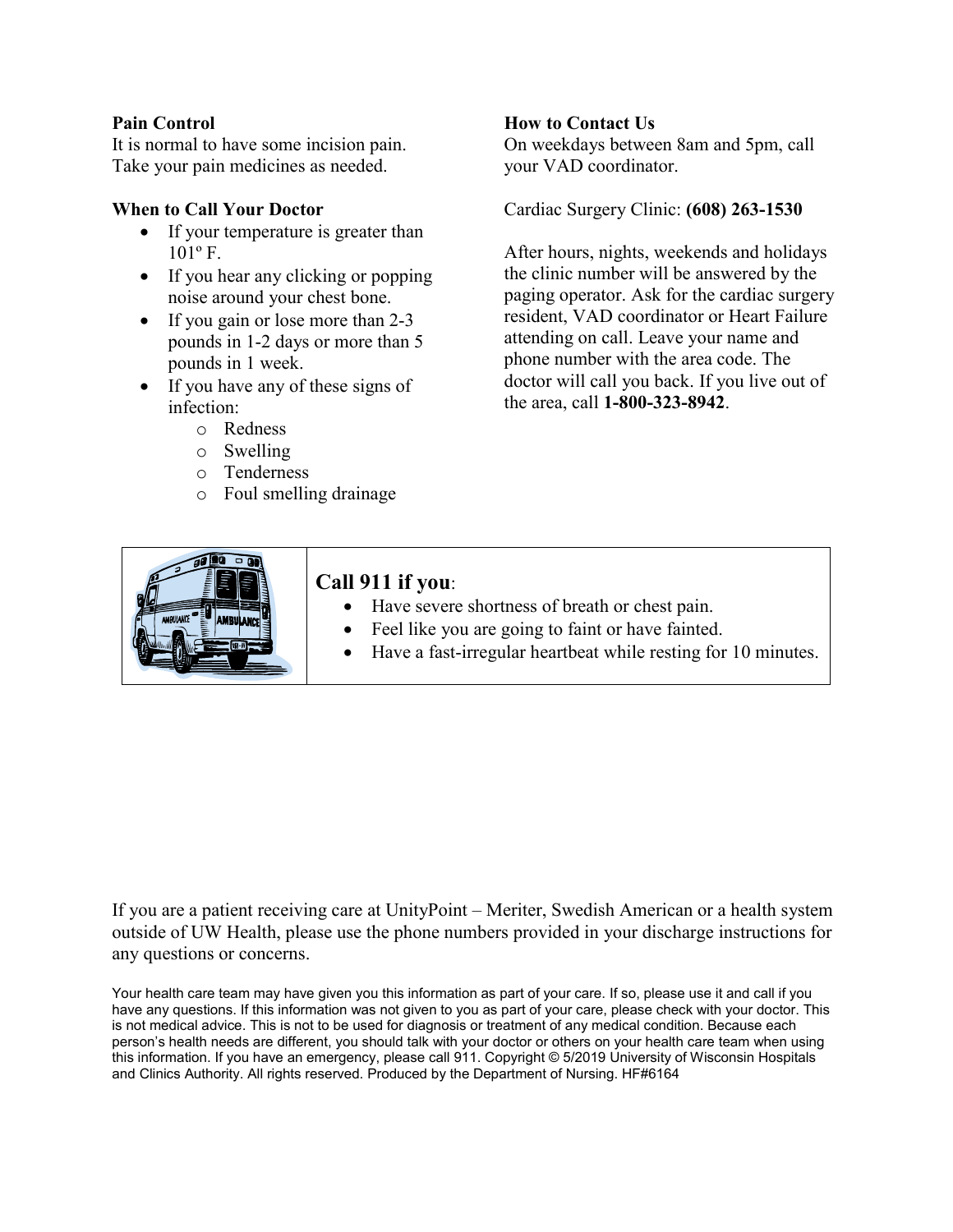**Pain Control**

It is normal to have some incision pain. Take your pain medicines as needed.

**When to Call Your Doctor**

- If your temperature is greater than 101º F.
- If you hear any clicking or popping noise around your chest bone.
- If you gain or lose more than 2-3 pounds in 1-2 days or more than 5 pounds in 1 week.
- If you have any of these signs of infection:
  - Redness
  - Swelling
  - Tenderness
  - Foul smelling drainage

**How to Contact Us**

On weekdays between 8am and 5pm, call your VAD coordinator.

Cardiac Surgery Clinic: **(608) 263-1530**

After hours, nights, weekends and holidays the clinic number will be answered by the paging operator. Ask for the cardiac surgery resident, VAD coordinator or Heart Failure attending on call. Leave your name and phone number with the area code. The doctor will call you back. If you live out of the area, call **1-800-323-8942**.

**Call 911 if you**:

- Have severe shortness of breath or chest pain.
- Feel like you are going to faint or have fainted.
- Have a fast-irregular heartbeat while resting for 10 minutes.

If you are a patient receiving care at UnityPoint – Meriter, Swedish American or a health system outside of UW Health, please use the phone numbers provided in your discharge instructions for any questions or concerns.

Your health care team may have given you this information as part of your care. If so, please use it and call if you have any questions. If this information was not given to you as part of your care, please check with your doctor. This is not medical advice. This is not to be used for diagnosis or treatment of any medical condition. Because each person's health needs are different, you should talk with your doctor or others on your health care team when using this information. If you have an emergency, please call 911. Copyright © 5/2019 University of Wisconsin Hospitals and Clinics Authority. All rights reserved. Produced by the Department of Nursing. HF#6164